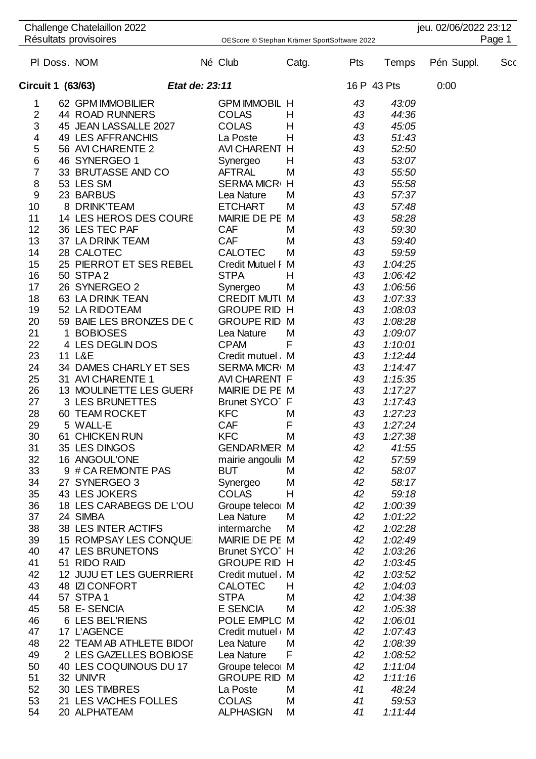Challenge Chatelaillon 2022
Résultats provisoires

jeu. 02/06/2022 23:12

OEScore © Stephan Krämer SportSoftware 2022

| Pl | Doss. | NOM | Né | Club | Catg. | Pts | Temps | Pén Suppl. | Scc |
|---|---|---|---|---|---|---|---|---|---|
| **Circuit 1 (63/63)** | | | *Etat de: 23:11* | | | 16 P | 43 Pts | 0:00 | |
| 1 | 62 | GPM IMMOBILIER | | GPM IMMOBIL | H | 43 | 43:09 | | |
| 2 | 44 | ROAD RUNNERS | | COLAS | H | 43 | 44:36 | | |
| 3 | 45 | JEAN LASSALLE 2027 | | COLAS | H | 43 | 45:05 | | |
| 4 | 49 | LES AFFRANCHIS | | La Poste | H | 43 | 51:43 | | |
| 5 | 56 | AVI CHARENTE 2 | | AVI CHARENT | H | 43 | 52:50 | | |
| 6 | 46 | SYNERGEO 1 | | Synergeo | H | 43 | 53:07 | | |
| 7 | 33 | BRUTASSE AND CO | | AFTRAL | M | 43 | 55:50 | | |
| 8 | 53 | LES SM | | SERMA MICR | H | 43 | 55:58 | | |
| 9 | 23 | BARBUS | | Lea Nature | M | 43 | 57:37 | | |
| 10 | 8 | DRINK'TEAM | | ETCHART | M | 43 | 57:48 | | |
| 11 | 14 | LES HEROS DES COURE | | MAIRIE DE PE | M | 43 | 58:28 | | |
| 12 | 36 | LES TEC PAF | | CAF | M | 43 | 59:30 | | |
| 13 | 37 | LA DRINK TEAM | | CAF | M | 43 | 59:40 | | |
| 14 | 28 | CALOTEC | | CALOTEC | M | 43 | 59:59 | | |
| 15 | 25 | PIERROT ET SES REBEL | | Credit Mutuel I | M | 43 | 1:04:25 | | |
| 16 | 50 | STPA 2 | | STPA | H | 43 | 1:06:42 | | |
| 17 | 26 | SYNERGEO 2 | | Synergeo | M | 43 | 1:06:56 | | |
| 18 | 63 | LA DRINK TEAN | | CREDIT MUTU | M | 43 | 1:07:33 | | |
| 19 | 52 | LA RIDOTEAM | | GROUPE RID | H | 43 | 1:08:03 | | |
| 20 | 59 | BAIE LES BRONZES DE C | | GROUPE RID | M | 43 | 1:08:28 | | |
| 21 | 1 | BOBIOSES | | Lea Nature | M | 43 | 1:09:07 | | |
| 22 | 4 | LES DEGLIN DOS | | CPAM | F | 43 | 1:10:01 | | |
| 23 | 11 | L&E | | Credit mutuel | M | 43 | 1:12:44 | | |
| 24 | 34 | DAMES CHARLY ET SES | | SERMA MICR | M | 43 | 1:14:47 | | |
| 25 | 31 | AVI CHARENTE 1 | | AVI CHARENT | F | 43 | 1:15:35 | | |
| 26 | 13 | MOULINETTE LES GUERI | | MAIRIE DE PE | M | 43 | 1:17:27 | | |
| 27 | 3 | LES BRUNETTES | | Brunet SYCO | F | 43 | 1:17:43 | | |
| 28 | 60 | TEAM ROCKET | | KFC | M | 43 | 1:27:23 | | |
| 29 | 5 | WALL-E | | CAF | F | 43 | 1:27:24 | | |
| 30 | 61 | CHICKEN RUN | | KFC | M | 43 | 1:27:38 | | |
| 31 | 35 | LES DINGOS | | GENDARMER | M | 42 | 41:55 | | |
| 32 | 16 | ANGOUL'ONE | | mairie angouli | M | 42 | 57:59 | | |
| 33 | 9 | # CA REMONTE PAS | | BUT | M | 42 | 58:07 | | |
| 34 | 27 | SYNERGEO 3 | | Synergeo | M | 42 | 58:17 | | |
| 35 | 43 | LES JOKERS | | COLAS | H | 42 | 59:18 | | |
| 36 | 18 | LES CARABEGS DE L'OU | | Groupe teleco | M | 42 | 1:00:39 | | |
| 37 | 24 | SIMBA | | Lea Nature | M | 42 | 1:01:22 | | |
| 38 | 38 | LES INTER ACTIFS | | intermarche | M | 42 | 1:02:28 | | |
| 39 | 15 | ROMPSAY LES CONQUE | | MAIRIE DE PE | M | 42 | 1:02:49 | | |
| 40 | 47 | LES BRUNETONS | | Brunet SYCO | H | 42 | 1:03:26 | | |
| 41 | 51 | RIDO RAID | | GROUPE RID | H | 42 | 1:03:45 | | |
| 42 | 12 | JUJU ET LES GUERRIERE | | Credit mutuel | M | 42 | 1:03:52 | | |
| 43 | 48 | IZI CONFORT | | CALOTEC | H | 42 | 1:04:03 | | |
| 44 | 57 | STPA 1 | | STPA | M | 42 | 1:04:38 | | |
| 45 | 58 | E- SENCIA | | E SENCIA | M | 42 | 1:05:38 | | |
| 46 | 6 | LES BEL'RIENS | | POLE EMPLC | M | 42 | 1:06:01 | | |
| 47 | 17 | L'AGENCE | | Credit mutuel | M | 42 | 1:07:43 | | |
| 48 | 22 | TEAM AB ATHLETE BIDOI | | Lea Nature | M | 42 | 1:08:39 | | |
| 49 | 2 | LES GAZELLES BOBIOSE | | Lea Nature | F | 42 | 1:08:52 | | |
| 50 | 40 | LES COQUINOUS DU 17 | | Groupe teleco | M | 42 | 1:11:04 | | |
| 51 | 32 | UNIV'R | | GROUPE RID | M | 42 | 1:11:16 | | |
| 52 | 30 | LES TIMBRES | | La Poste | M | 41 | 48:24 | | |
| 53 | 21 | LES VACHES FOLLES | | COLAS | M | 41 | 59:53 | | |
| 54 | 20 | ALPHATEAM | | ALPHASIGN | M | 41 | 1:11:44 | | |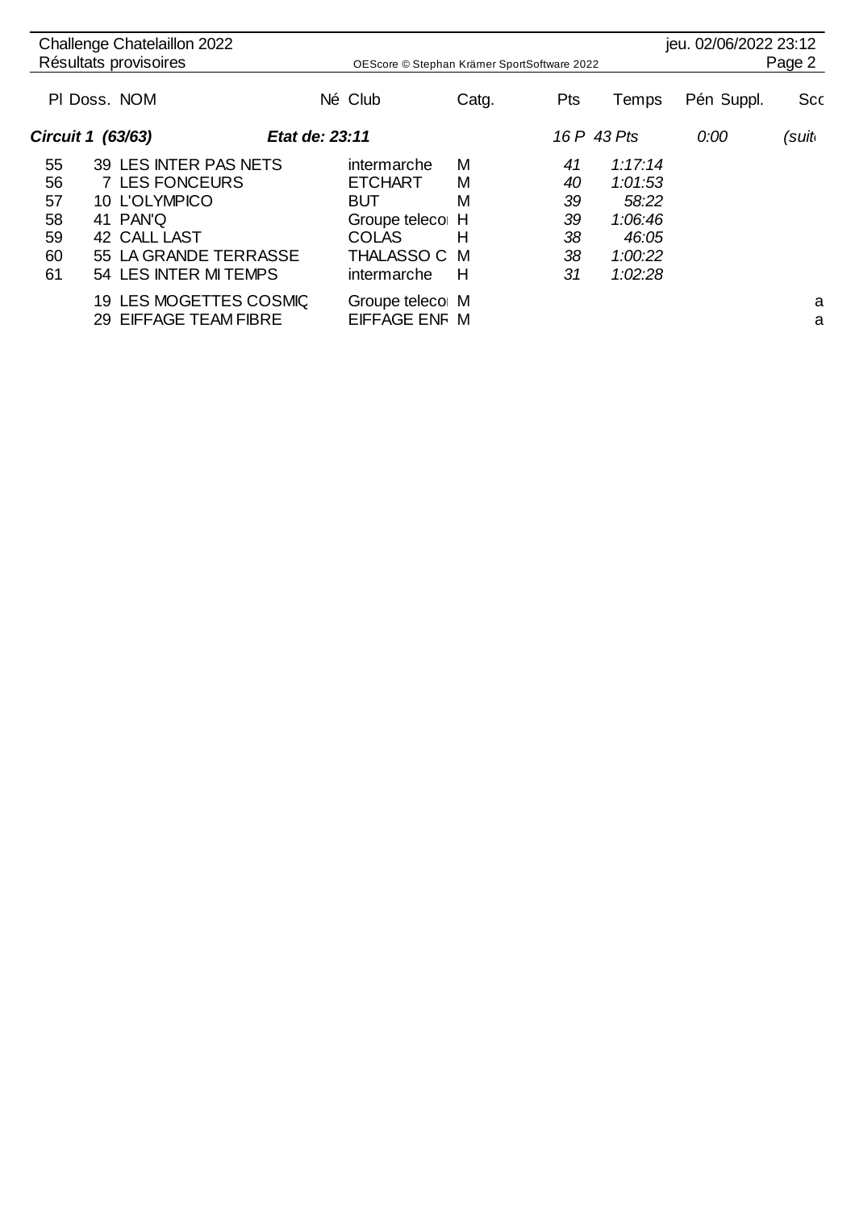Challenge Chatelaillon 2022
Résultats provisoires

| Pl | Doss. | NOM | Né | Club | Catg. | Pts | Temps | Pén | Suppl. | Scc |
|---|---|---|---|---|---|---|---|---|---|---|
| **Circuit 1 (63/63)** | | | **Etat de: 23:11** | | | 16 P | 43 Pts | 0:00 | | (suit |
| 55 | 39 | LES INTER PAS NETS | | intermarche | M | 41 | 1:17:14 | | | |
| 56 | 7 | LES FONCEURS | | ETCHART | M | 40 | 1:01:53 | | | |
| 57 | 10 | L'OLYMPICO | | BUT | M | 39 | 58:22 | | | |
| 58 | 41 | PAN'Q | | Groupe telecoı | H | 39 | 1:06:46 | | | |
| 59 | 42 | CALL LAST | | COLAS | H | 38 | 46:05 | | | |
| 60 | 55 | LA GRANDE TERRASSE | | THALASSO C | M | 38 | 1:00:22 | | | |
| 61 | 54 | LES INTER MI TEMPS | | intermarche | H | 31 | 1:02:28 | | | |
| | 19 | LES MOGETTES COSMIQ | | Groupe telecoı | M | | | | | a |
| | 29 | EIFFAGE TEAM FIBRE | | EIFFAGE ENF | M | | | | | a |